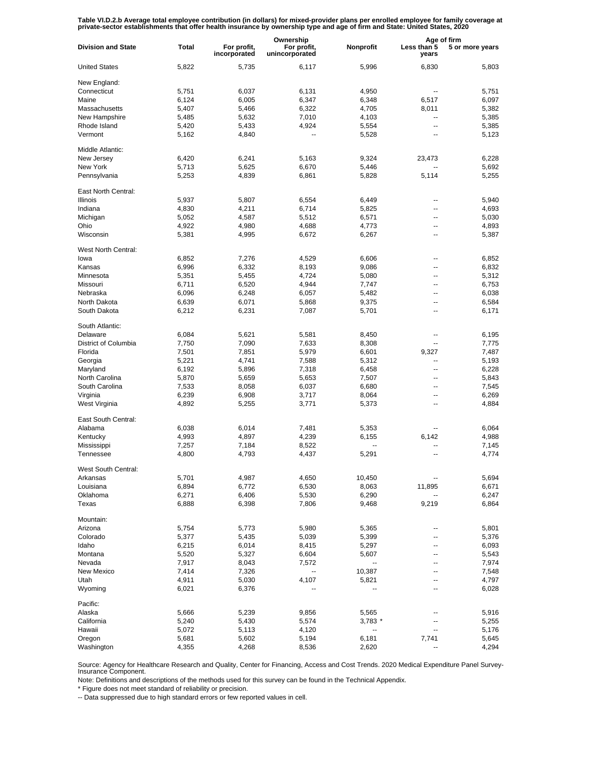**Table VI.D.2.b Average total employee contribution (in dollars) for mixed-provider plans per enrolled employee for family coverage at private-sector establishments that offer health insurance by ownership type and age of firm and State: United States, 2020**

| Division and State | Total | Ownership | | | Age of firm | |
|---|---|---|---|---|---|---|
| | | For profit, incorporated | For profit, unincorporated | Nonprofit | Less than 5 years | 5 or more years |
| United States | 5,822 | 5,735 | 6,117 | 5,996 | 6,830 | 5,803 |
| New England: | | | | | | |
| Connecticut | 5,751 | 6,037 | 6,131 | 4,950 | -- | 5,751 |
| Maine | 6,124 | 6,005 | 6,347 | 6,348 | 6,517 | 6,097 |
| Massachusetts | 5,407 | 5,466 | 6,322 | 4,705 | 8,011 | 5,382 |
| New Hampshire | 5,485 | 5,632 | 7,010 | 4,103 | -- | 5,385 |
| Rhode Island | 5,420 | 5,433 | 4,924 | 5,554 | -- | 5,385 |
| Vermont | 5,162 | 4,840 | -- | 5,528 | -- | 5,123 |
| Middle Atlantic: | | | | | | |
| New Jersey | 6,420 | 6,241 | 5,163 | 9,324 | 23,473 | 6,228 |
| New York | 5,713 | 5,625 | 6,670 | 5,446 | -- | 5,692 |
| Pennsylvania | 5,253 | 4,839 | 6,861 | 5,828 | 5,114 | 5,255 |
| East North Central: | | | | | | |
| Illinois | 5,937 | 5,807 | 6,554 | 6,449 | -- | 5,940 |
| Indiana | 4,830 | 4,211 | 6,714 | 5,825 | -- | 4,693 |
| Michigan | 5,052 | 4,587 | 5,512 | 6,571 | -- | 5,030 |
| Ohio | 4,922 | 4,980 | 4,688 | 4,773 | -- | 4,893 |
| Wisconsin | 5,381 | 4,995 | 6,672 | 6,267 | -- | 5,387 |
| West North Central: | | | | | | |
| Iowa | 6,852 | 7,276 | 4,529 | 6,606 | -- | 6,852 |
| Kansas | 6,996 | 6,332 | 8,193 | 9,086 | -- | 6,832 |
| Minnesota | 5,351 | 5,455 | 4,724 | 5,080 | -- | 5,312 |
| Missouri | 6,711 | 6,520 | 4,944 | 7,747 | -- | 6,753 |
| Nebraska | 6,096 | 6,248 | 6,057 | 5,482 | -- | 6,038 |
| North Dakota | 6,639 | 6,071 | 5,868 | 9,375 | -- | 6,584 |
| South Dakota | 6,212 | 6,231 | 7,087 | 5,701 | -- | 6,171 |
| South Atlantic: | | | | | | |
| Delaware | 6,084 | 5,621 | 5,581 | 8,450 | -- | 6,195 |
| District of Columbia | 7,750 | 7,090 | 7,633 | 8,308 | -- | 7,775 |
| Florida | 7,501 | 7,851 | 5,979 | 6,601 | 9,327 | 7,487 |
| Georgia | 5,221 | 4,741 | 7,588 | 5,312 | -- | 5,193 |
| Maryland | 6,192 | 5,896 | 7,318 | 6,458 | -- | 6,228 |
| North Carolina | 5,870 | 5,659 | 5,653 | 7,507 | -- | 5,843 |
| South Carolina | 7,533 | 8,058 | 6,037 | 6,680 | -- | 7,545 |
| Virginia | 6,239 | 6,908 | 3,717 | 8,064 | -- | 6,269 |
| West Virginia | 4,892 | 5,255 | 3,771 | 5,373 | -- | 4,884 |
| East South Central: | | | | | | |
| Alabama | 6,038 | 6,014 | 7,481 | 5,353 | -- | 6,064 |
| Kentucky | 4,993 | 4,897 | 4,239 | 6,155 | 6,142 | 4,988 |
| Mississippi | 7,257 | 7,184 | 8,522 | -- | -- | 7,145 |
| Tennessee | 4,800 | 4,793 | 4,437 | 5,291 | -- | 4,774 |
| West South Central: | | | | | | |
| Arkansas | 5,701 | 4,987 | 4,650 | 10,450 | -- | 5,694 |
| Louisiana | 6,894 | 6,772 | 6,530 | 8,063 | 11,895 | 6,671 |
| Oklahoma | 6,271 | 6,406 | 5,530 | 6,290 | -- | 6,247 |
| Texas | 6,888 | 6,398 | 7,806 | 9,468 | 9,219 | 6,864 |
| Mountain: | | | | | | |
| Arizona | 5,754 | 5,773 | 5,980 | 5,365 | -- | 5,801 |
| Colorado | 5,377 | 5,435 | 5,039 | 5,399 | -- | 5,376 |
| Idaho | 6,215 | 6,014 | 8,415 | 5,297 | -- | 6,093 |
| Montana | 5,520 | 5,327 | 6,604 | 5,607 | -- | 5,543 |
| Nevada | 7,917 | 8,043 | 7,572 | -- | -- | 7,974 |
| New Mexico | 7,414 | 7,326 | -- | 10,387 | -- | 7,548 |
| Utah | 4,911 | 5,030 | 4,107 | 5,821 | -- | 4,797 |
| Wyoming | 6,021 | 6,376 | -- | -- | -- | 6,028 |
| Pacific: | | | | | | |
| Alaska | 5,666 | 5,239 | 9,856 | 5,565 | -- | 5,916 |
| California | 5,240 | 5,430 | 5,574 | 3,783 * | -- | 5,255 |
| Hawaii | 5,072 | 5,113 | 4,120 | -- | -- | 5,176 |
| Oregon | 5,681 | 5,602 | 5,194 | 6,181 | 7,741 | 5,645 |
| Washington | 4,355 | 4,268 | 8,536 | 2,620 | -- | 4,294 |

Source: Agency for Healthcare Research and Quality, Center for Financing, Access and Cost Trends. 2020 Medical Expenditure Panel Survey-Insurance Component.

Note: Definitions and descriptions of the methods used for this survey can be found in the Technical Appendix.

* Figure does not meet standard of reliability or precision.

-- Data suppressed due to high standard errors or few reported values in cell.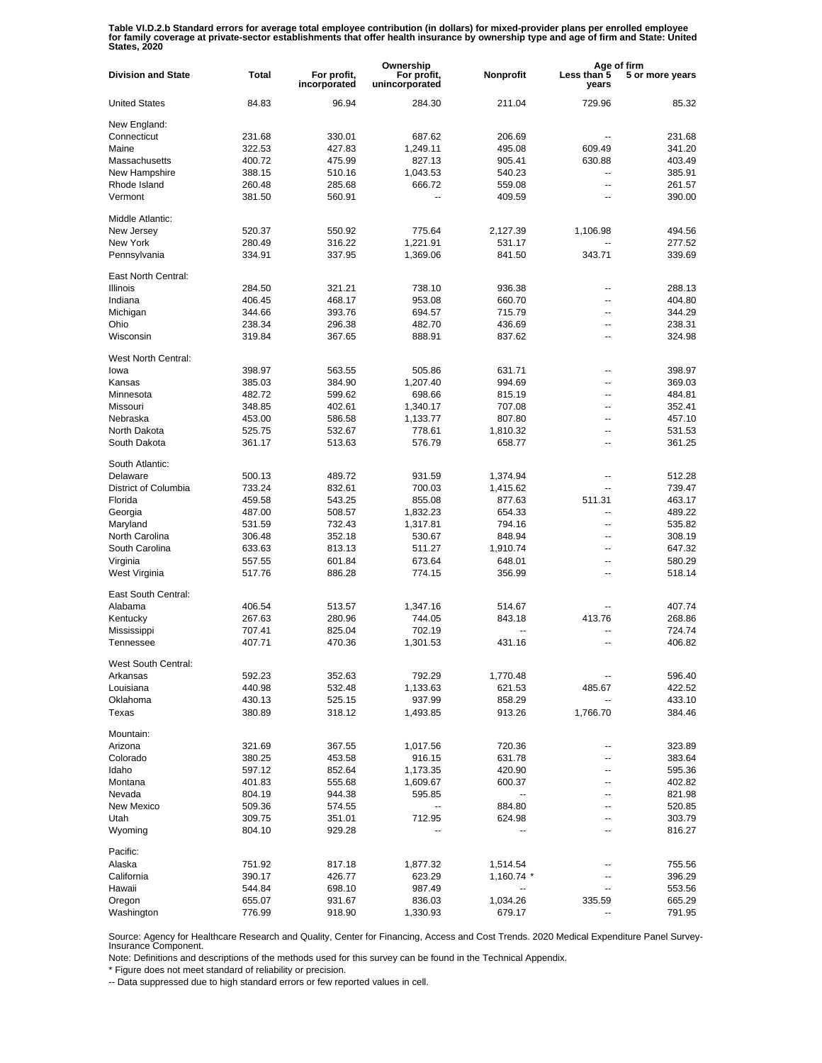**Table VI.D.2.b Standard errors for average total employee contribution (in dollars) for mixed-provider plans per enrolled employee for family coverage at private-sector establishments that offer health insurance by ownership type and age of firm and State: United States, 2020**

| Division and State | Total | Ownership | | | Age of firm | |
|---|---|---|---|---|---|---|
| | | For profit, incorporated | For profit, unincorporated | Nonprofit | Less than 5 years | 5 or more years |
| United States | 84.83 | 96.94 | 284.30 | 211.04 | 729.96 | 85.32 |
| New England: | | | | | | |
| Connecticut | 231.68 | 330.01 | 687.62 | 206.69 | -- | 231.68 |
| Maine | 322.53 | 427.83 | 1,249.11 | 495.08 | 609.49 | 341.20 |
| Massachusetts | 400.72 | 475.99 | 827.13 | 905.41 | 630.88 | 403.49 |
| New Hampshire | 388.15 | 510.16 | 1,043.53 | 540.23 | -- | 385.91 |
| Rhode Island | 260.48 | 285.68 | 666.72 | 559.08 | -- | 261.57 |
| Vermont | 381.50 | 560.91 | -- | 409.59 | -- | 390.00 |
| Middle Atlantic: | | | | | | |
| New Jersey | 520.37 | 550.92 | 775.64 | 2,127.39 | 1,106.98 | 494.56 |
| New York | 280.49 | 316.22 | 1,221.91 | 531.17 | -- | 277.52 |
| Pennsylvania | 334.91 | 337.95 | 1,369.06 | 841.50 | 343.71 | 339.69 |
| East North Central: | | | | | | |
| Illinois | 284.50 | 321.21 | 738.10 | 936.38 | -- | 288.13 |
| Indiana | 406.45 | 468.17 | 953.08 | 660.70 | -- | 404.80 |
| Michigan | 344.66 | 393.76 | 694.57 | 715.79 | -- | 344.29 |
| Ohio | 238.34 | 296.38 | 482.70 | 436.69 | -- | 238.31 |
| Wisconsin | 319.84 | 367.65 | 888.91 | 837.62 | -- | 324.98 |
| West North Central: | | | | | | |
| Iowa | 398.97 | 563.55 | 505.86 | 631.71 | -- | 398.97 |
| Kansas | 385.03 | 384.90 | 1,207.40 | 994.69 | -- | 369.03 |
| Minnesota | 482.72 | 599.62 | 698.66 | 815.19 | -- | 484.81 |
| Missouri | 348.85 | 402.61 | 1,340.17 | 707.08 | -- | 352.41 |
| Nebraska | 453.00 | 586.58 | 1,133.77 | 807.80 | -- | 457.10 |
| North Dakota | 525.75 | 532.67 | 778.61 | 1,810.32 | -- | 531.53 |
| South Dakota | 361.17 | 513.63 | 576.79 | 658.77 | -- | 361.25 |
| South Atlantic: | | | | | | |
| Delaware | 500.13 | 489.72 | 931.59 | 1,374.94 | -- | 512.28 |
| District of Columbia | 733.24 | 832.61 | 700.03 | 1,415.62 | -- | 739.47 |
| Florida | 459.58 | 543.25 | 855.08 | 877.63 | 511.31 | 463.17 |
| Georgia | 487.00 | 508.57 | 1,832.23 | 654.33 | -- | 489.22 |
| Maryland | 531.59 | 732.43 | 1,317.81 | 794.16 | -- | 535.82 |
| North Carolina | 306.48 | 352.18 | 530.67 | 848.94 | -- | 308.19 |
| South Carolina | 633.63 | 813.13 | 511.27 | 1,910.74 | -- | 647.32 |
| Virginia | 557.55 | 601.84 | 673.64 | 648.01 | -- | 580.29 |
| West Virginia | 517.76 | 886.28 | 774.15 | 356.99 | -- | 518.14 |
| East South Central: | | | | | | |
| Alabama | 406.54 | 513.57 | 1,347.16 | 514.67 | -- | 407.74 |
| Kentucky | 267.63 | 280.96 | 744.05 | 843.18 | 413.76 | 268.86 |
| Mississippi | 707.41 | 825.04 | 702.19 | -- | -- | 724.74 |
| Tennessee | 407.71 | 470.36 | 1,301.53 | 431.16 | -- | 406.82 |
| West South Central: | | | | | | |
| Arkansas | 592.23 | 352.63 | 792.29 | 1,770.48 | -- | 596.40 |
| Louisiana | 440.98 | 532.48 | 1,133.63 | 621.53 | 485.67 | 422.52 |
| Oklahoma | 430.13 | 525.15 | 937.99 | 858.29 | -- | 433.10 |
| Texas | 380.89 | 318.12 | 1,493.85 | 913.26 | 1,766.70 | 384.46 |
| Mountain: | | | | | | |
| Arizona | 321.69 | 367.55 | 1,017.56 | 720.36 | -- | 323.89 |
| Colorado | 380.25 | 453.58 | 916.15 | 631.78 | -- | 383.64 |
| Idaho | 597.12 | 852.64 | 1,173.35 | 420.90 | -- | 595.36 |
| Montana | 401.83 | 555.68 | 1,609.67 | 600.37 | -- | 402.82 |
| Nevada | 804.19 | 944.38 | 595.85 | -- | -- | 821.98 |
| New Mexico | 509.36 | 574.55 | -- | 884.80 | -- | 520.85 |
| Utah | 309.75 | 351.01 | 712.95 | 624.98 | -- | 303.79 |
| Wyoming | 804.10 | 929.28 | -- | -- | -- | 816.27 |
| Pacific: | | | | | | |
| Alaska | 751.92 | 817.18 | 1,877.32 | 1,514.54 | -- | 755.56 |
| California | 390.17 | 426.77 | 623.29 | 1,160.74 * | -- | 396.29 |
| Hawaii | 544.84 | 698.10 | 987.49 | -- | -- | 553.56 |
| Oregon | 655.07 | 931.67 | 836.03 | 1,034.26 | 335.59 | 665.29 |
| Washington | 776.99 | 918.90 | 1,330.93 | 679.17 | -- | 791.95 |

Source: Agency for Healthcare Research and Quality, Center for Financing, Access and Cost Trends. 2020 Medical Expenditure Panel Survey-Insurance Component.

Note: Definitions and descriptions of the methods used for this survey can be found in the Technical Appendix.

* Figure does not meet standard of reliability or precision.

-- Data suppressed due to high standard errors or few reported values in cell.